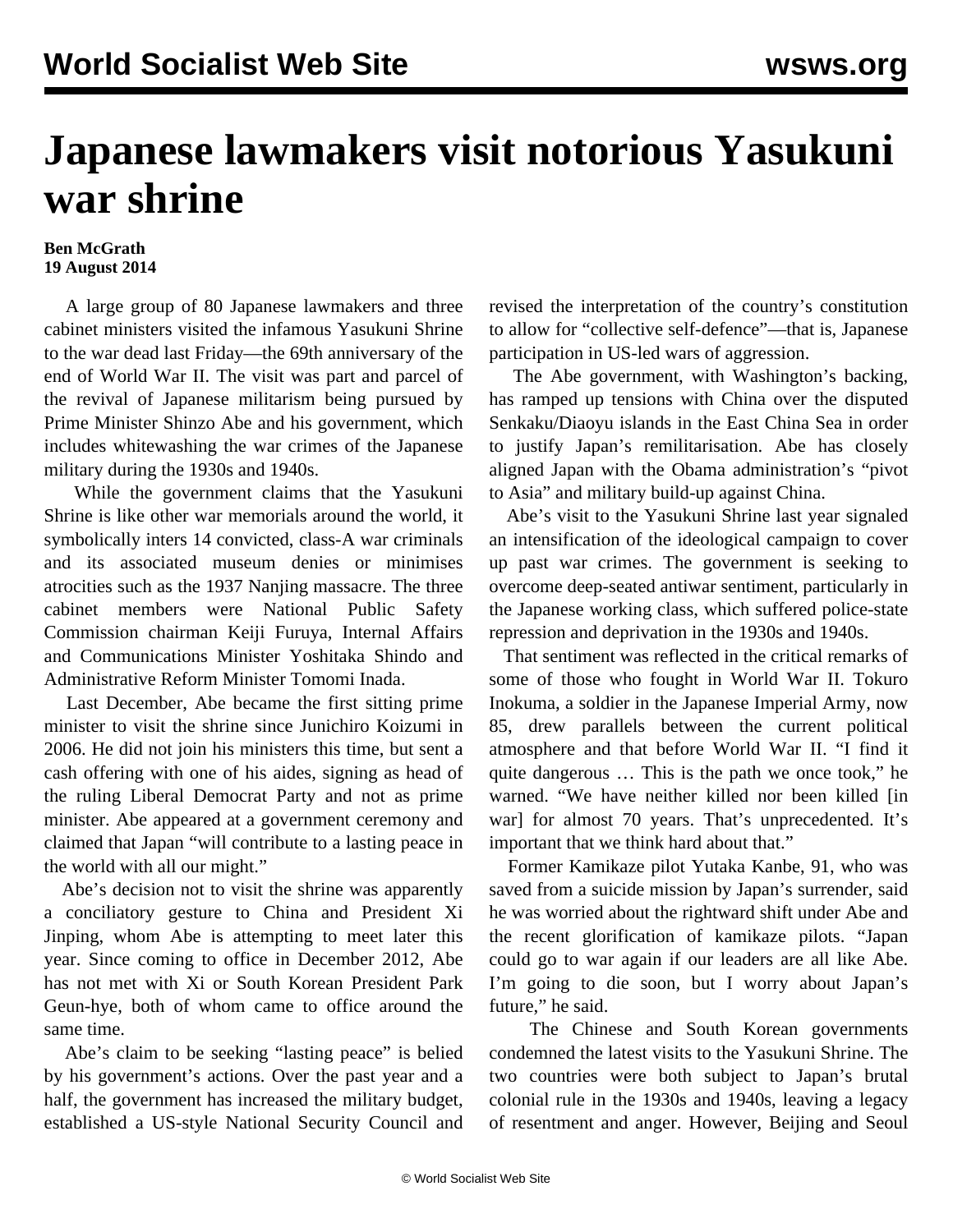# Japanese lawmakers visit notorious Yasukuni war shrine

**Ben McGrath**
**19 August 2014**

A large group of 80 Japanese lawmakers and three cabinet ministers visited the infamous Yasukuni Shrine to the war dead last Friday—the 69th anniversary of the end of World War II. The visit was part and parcel of the revival of Japanese militarism being pursued by Prime Minister Shinzo Abe and his government, which includes whitewashing the war crimes of the Japanese military during the 1930s and 1940s.

While the government claims that the Yasukuni Shrine is like other war memorials around the world, it symbolically inters 14 convicted, class-A war criminals and its associated museum denies or minimises atrocities such as the 1937 Nanjing massacre. The three cabinet members were National Public Safety Commission chairman Keiji Furuya, Internal Affairs and Communications Minister Yoshitaka Shindo and Administrative Reform Minister Tomomi Inada.

Last December, Abe became the first sitting prime minister to visit the shrine since Junichiro Koizumi in 2006. He did not join his ministers this time, but sent a cash offering with one of his aides, signing as head of the ruling Liberal Democrat Party and not as prime minister. Abe appeared at a government ceremony and claimed that Japan "will contribute to a lasting peace in the world with all our might."

Abe's decision not to visit the shrine was apparently a conciliatory gesture to China and President Xi Jinping, whom Abe is attempting to meet later this year. Since coming to office in December 2012, Abe has not met with Xi or South Korean President Park Geun-hye, both of whom came to office around the same time.

Abe's claim to be seeking "lasting peace" is belied by his government's actions. Over the past year and a half, the government has increased the military budget, established a US-style National Security Council and revised the interpretation of the country's constitution to allow for "collective self-defence"—that is, Japanese participation in US-led wars of aggression.

The Abe government, with Washington's backing, has ramped up tensions with China over the disputed Senkaku/Diaoyu islands in the East China Sea in order to justify Japan's remilitarisation. Abe has closely aligned Japan with the Obama administration's "pivot to Asia" and military build-up against China.

Abe's visit to the Yasukuni Shrine last year signaled an intensification of the ideological campaign to cover up past war crimes. The government is seeking to overcome deep-seated antiwar sentiment, particularly in the Japanese working class, which suffered police-state repression and deprivation in the 1930s and 1940s.

That sentiment was reflected in the critical remarks of some of those who fought in World War II. Tokuro Inokuma, a soldier in the Japanese Imperial Army, now 85, drew parallels between the current political atmosphere and that before World War II. "I find it quite dangerous … This is the path we once took," he warned. "We have neither killed nor been killed [in war] for almost 70 years. That's unprecedented. It's important that we think hard about that."

Former Kamikaze pilot Yutaka Kanbe, 91, who was saved from a suicide mission by Japan's surrender, said he was worried about the rightward shift under Abe and the recent glorification of kamikaze pilots. "Japan could go to war again if our leaders are all like Abe. I'm going to die soon, but I worry about Japan's future," he said.

The Chinese and South Korean governments condemned the latest visits to the Yasukuni Shrine. The two countries were both subject to Japan's brutal colonial rule in the 1930s and 1940s, leaving a legacy of resentment and anger. However, Beijing and Seoul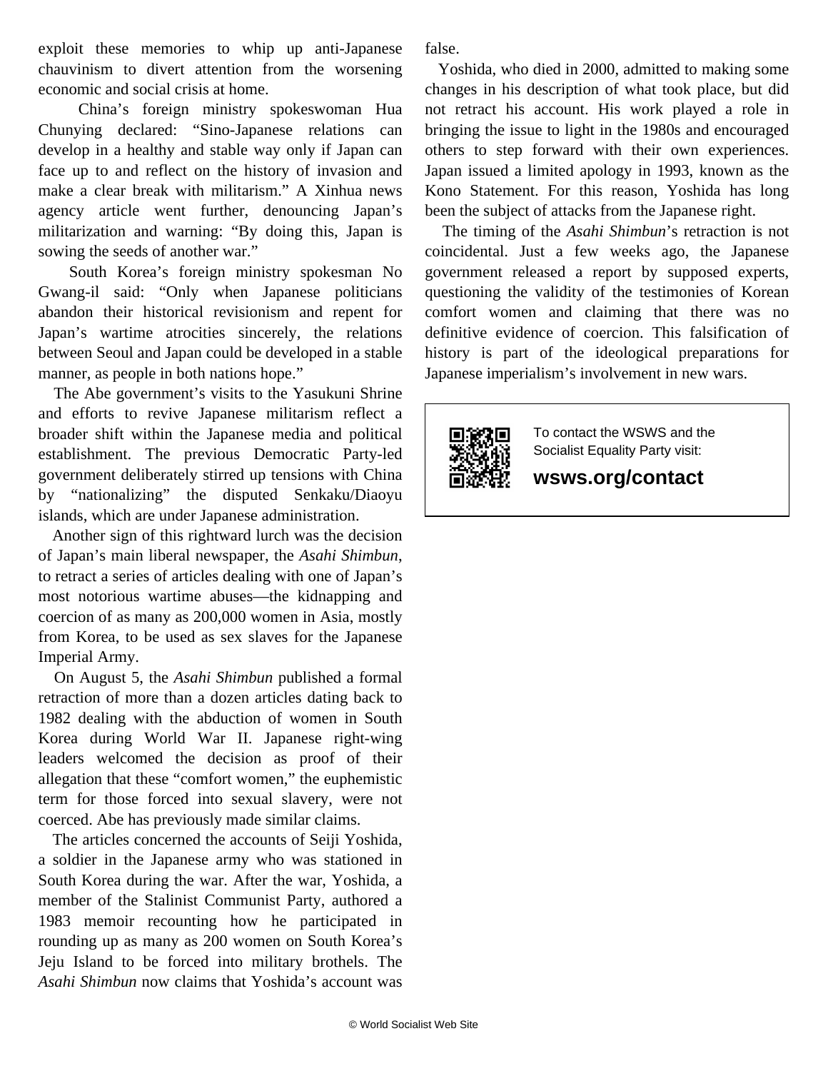exploit these memories to whip up anti-Japanese chauvinism to divert attention from the worsening economic and social crisis at home.

China's foreign ministry spokeswoman Hua Chunying declared: "Sino-Japanese relations can develop in a healthy and stable way only if Japan can face up to and reflect on the history of invasion and make a clear break with militarism." A Xinhua news agency article went further, denouncing Japan's militarization and warning: "By doing this, Japan is sowing the seeds of another war."

South Korea's foreign ministry spokesman No Gwang-il said: "Only when Japanese politicians abandon their historical revisionism and repent for Japan's wartime atrocities sincerely, the relations between Seoul and Japan could be developed in a stable manner, as people in both nations hope."

The Abe government's visits to the Yasukuni Shrine and efforts to revive Japanese militarism reflect a broader shift within the Japanese media and political establishment. The previous Democratic Party-led government deliberately stirred up tensions with China by "nationalizing" the disputed Senkaku/Diaoyu islands, which are under Japanese administration.

Another sign of this rightward lurch was the decision of Japan's main liberal newspaper, the *Asahi Shimbun*, to retract a series of articles dealing with one of Japan's most notorious wartime abuses—the kidnapping and coercion of as many as 200,000 women in Asia, mostly from Korea, to be used as sex slaves for the Japanese Imperial Army.

On August 5, the *Asahi Shimbun* published a formal retraction of more than a dozen articles dating back to 1982 dealing with the abduction of women in South Korea during World War II. Japanese right-wing leaders welcomed the decision as proof of their allegation that these "comfort women," the euphemistic term for those forced into sexual slavery, were not coerced. Abe has previously made similar claims.

The articles concerned the accounts of Seiji Yoshida, a soldier in the Japanese army who was stationed in South Korea during the war. After the war, Yoshida, a member of the Stalinist Communist Party, authored a 1983 memoir recounting how he participated in rounding up as many as 200 women on South Korea's Jeju Island to be forced into military brothels. The *Asahi Shimbun* now claims that Yoshida's account was false.

Yoshida, who died in 2000, admitted to making some changes in his description of what took place, but did not retract his account. His work played a role in bringing the issue to light in the 1980s and encouraged others to step forward with their own experiences. Japan issued a limited apology in 1993, known as the Kono Statement. For this reason, Yoshida has long been the subject of attacks from the Japanese right.

The timing of the *Asahi Shimbun*'s retraction is not coincidental. Just a few weeks ago, the Japanese government released a report by supposed experts, questioning the validity of the testimonies of Korean comfort women and claiming that there was no definitive evidence of coercion. This falsification of history is part of the ideological preparations for Japanese imperialism's involvement in new wars.

To contact the WSWS and the Socialist Equality Party visit:

**wsws.org/contact**